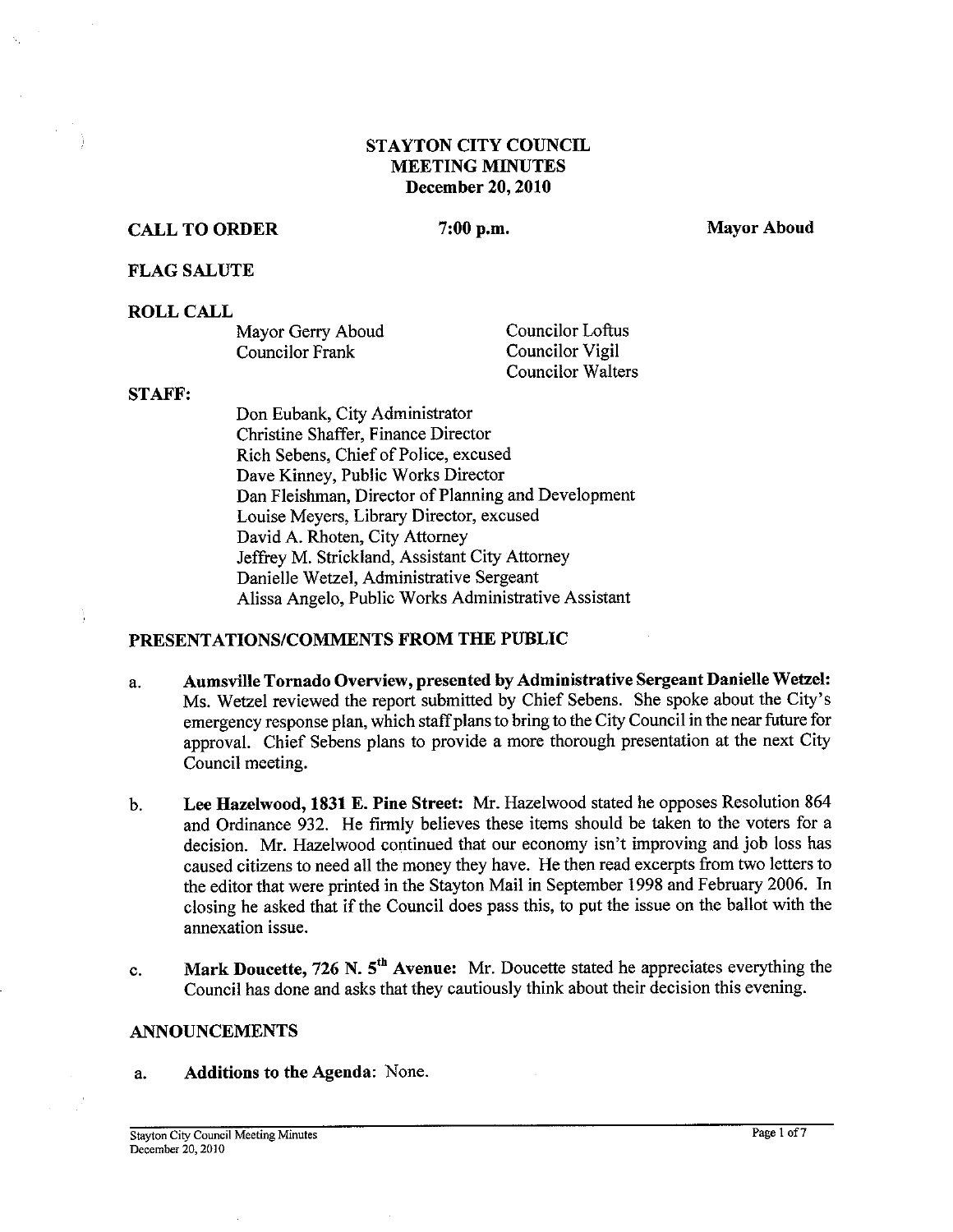# STAYTON CITY COUNCIL
## MEETING MINUTES
### December 20, 2010

**CALL TO ORDER** **7:00 p.m.** **Mayor Aboud**

**FLAG SALUTE**

**ROLL CALL**

Mayor Gerry Aboud
Councilor Frank
Councilor Loftus
Councilor Vigil
Councilor Walters

**STAFF:**

Don Eubank, City Administrator
Christine Shaffer, Finance Director
Rich Sebens, Chief of Police, excused
Dave Kinney, Public Works Director
Dan Fleishman, Director of Planning and Development
Louise Meyers, Library Director, excused
David A. Rhoten, City Attorney
Jeffrey M. Strickland, Assistant City Attorney
Danielle Wetzel, Administrative Sergeant
Alissa Angelo, Public Works Administrative Assistant

**PRESENTATIONS/COMMENTS FROM THE PUBLIC**

a. **Aumsville Tornado Overview, presented by Administrative Sergeant Danielle Wetzel:** Ms. Wetzel reviewed the report submitted by Chief Sebens. She spoke about the City's emergency response plan, which staff plans to bring to the City Council in the near future for approval. Chief Sebens plans to provide a more thorough presentation at the next City Council meeting.

b. **Lee Hazelwood, 1831 E. Pine Street:** Mr. Hazelwood stated he opposes Resolution 864 and Ordinance 932. He firmly believes these items should be taken to the voters for a decision. Mr. Hazelwood continued that our economy isn't improving and job loss has caused citizens to need all the money they have. He then read excerpts from two letters to the editor that were printed in the Stayton Mail in September 1998 and February 2006. In closing he asked that if the Council does pass this, to put the issue on the ballot with the annexation issue.

c. **Mark Doucette, 726 N. 5th Avenue:** Mr. Doucette stated he appreciates everything the Council has done and asks that they cautiously think about their decision this evening.

**ANNOUNCEMENTS**

a. **Additions to the Agenda**: None.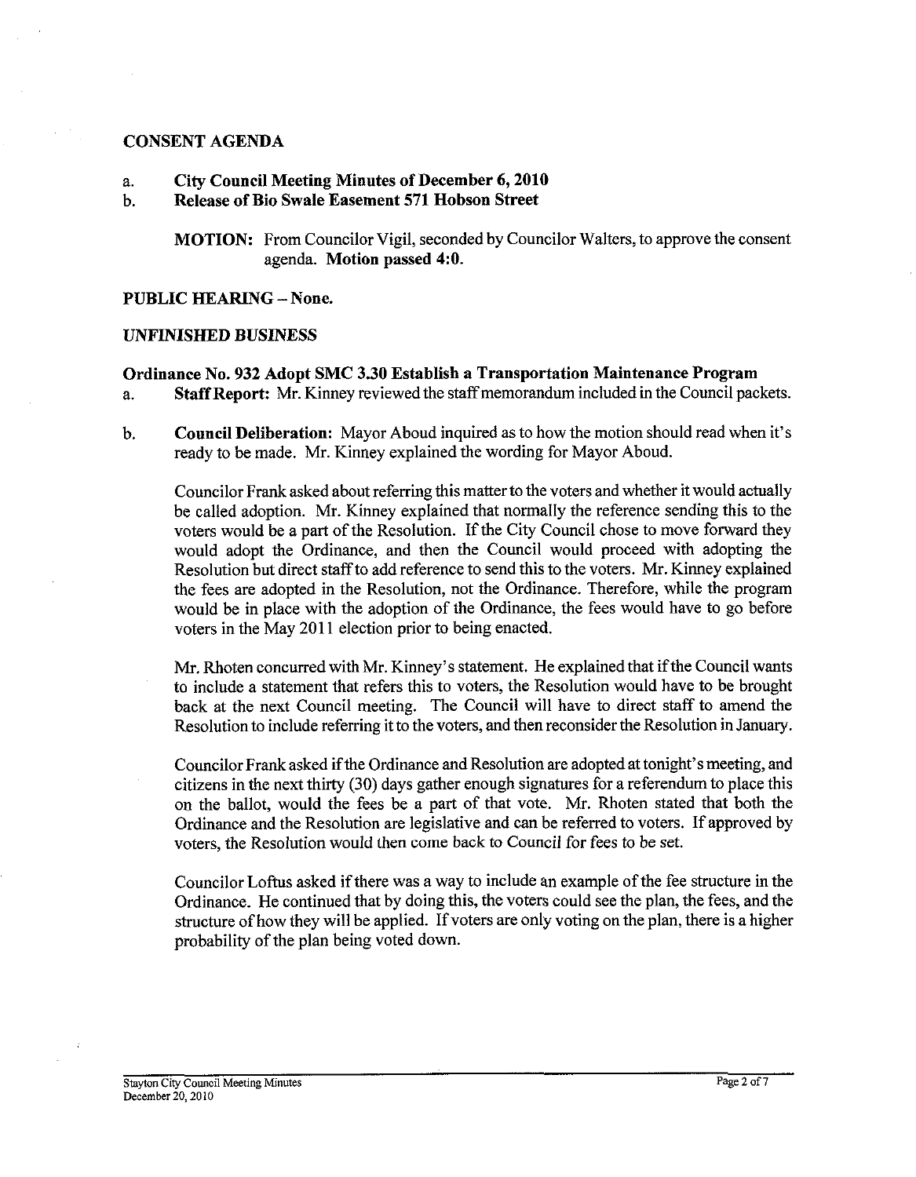## CONSENT AGENDA

a. **City Council Meeting Minutes of December 6, 2010**

b. **Release of Bio Swale Easement 571 Hobson Street**

> **MOTION:** From Councilor Vigil, seconded by Councilor Walters, to approve the consent agenda. **Motion passed 4:0.**

## PUBLIC HEARING – None.

## *UNFINISHED BUSINESS*

### Ordinance No. 932 Adopt SMC 3.30 Establish a Transportation Maintenance Program

a. **Staff Report:** Mr. Kinney reviewed the staff memorandum included in the Council packets.

b. **Council Deliberation:** Mayor Aboud inquired as to how the motion should read when it's ready to be made. Mr. Kinney explained the wording for Mayor Aboud.

Councilor Frank asked about referring this matter to the voters and whether it would actually be called adoption. Mr. Kinney explained that normally the reference sending this to the voters would be a part of the Resolution. If the City Council chose to move forward they would adopt the Ordinance, and then the Council would proceed with adopting the Resolution but direct staff to add reference to send this to the voters. Mr. Kinney explained the fees are adopted in the Resolution, not the Ordinance. Therefore, while the program would be in place with the adoption of the Ordinance, the fees would have to go before voters in the May 2011 election prior to being enacted.

Mr. Rhoten concurred with Mr. Kinney's statement. He explained that if the Council wants to include a statement that refers this to voters, the Resolution would have to be brought back at the next Council meeting. The Council will have to direct staff to amend the Resolution to include referring it to the voters, and then reconsider the Resolution in January.

Councilor Frank asked if the Ordinance and Resolution are adopted at tonight's meeting, and citizens in the next thirty (30) days gather enough signatures for a referendum to place this on the ballot, would the fees be a part of that vote. Mr. Rhoten stated that both the Ordinance and the Resolution are legislative and can be referred to voters. If approved by voters, the Resolution would then come back to Council for fees to be set.

Councilor Loftus asked if there was a way to include an example of the fee structure in the Ordinance. He continued that by doing this, the voters could see the plan, the fees, and the structure of how they will be applied. If voters are only voting on the plan, there is a higher probability of the plan being voted down.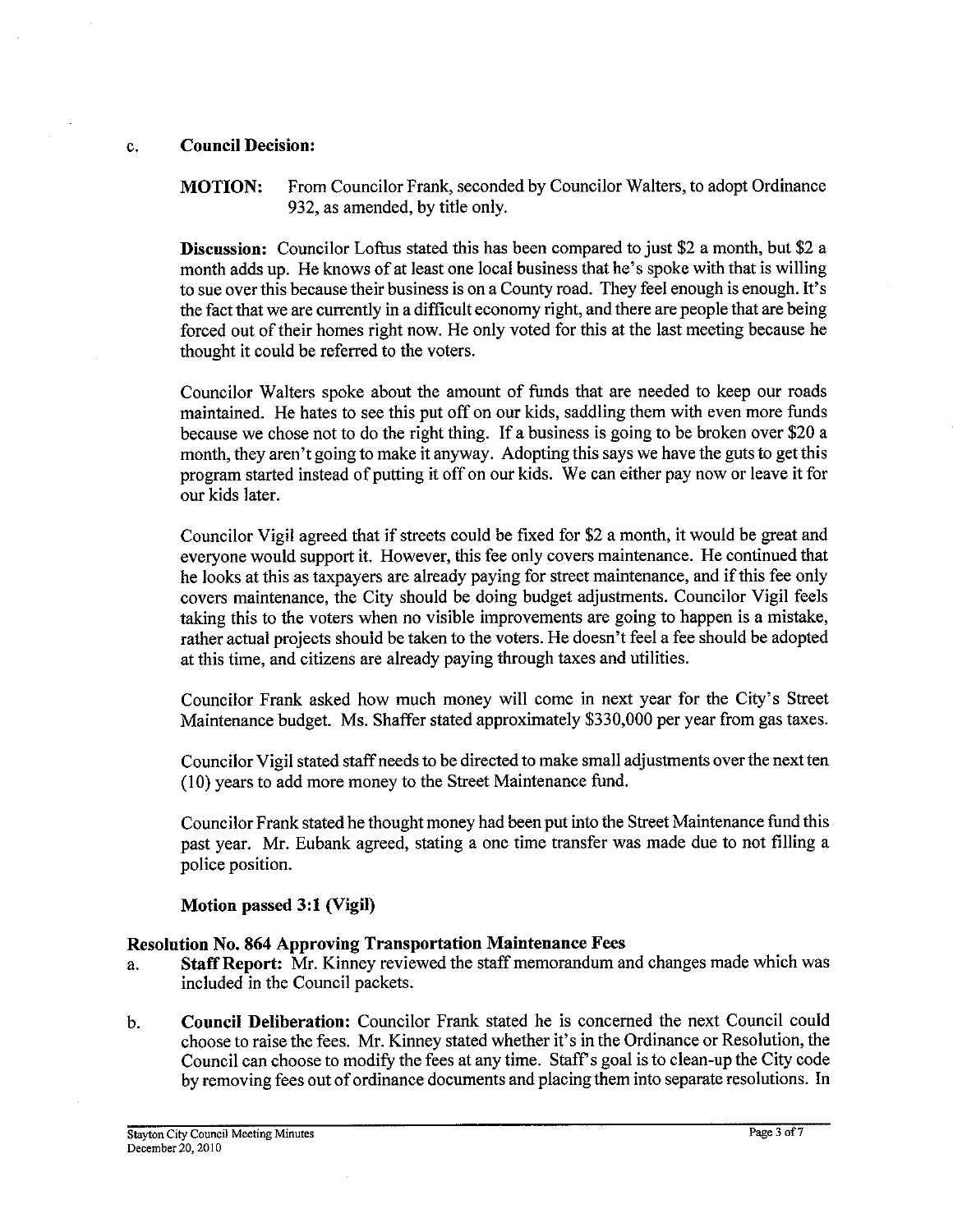c. **Council Decision:**

**MOTION:** From Councilor Frank, seconded by Councilor Walters, to adopt Ordinance 932, as amended, by title only.

**Discussion:** Councilor Loftus stated this has been compared to just $2 a month, but $2 a month adds up. He knows of at least one local business that he's spoke with that is willing to sue over this because their business is on a County road. They feel enough is enough. It's the fact that we are currently in a difficult economy right, and there are people that are being forced out of their homes right now. He only voted for this at the last meeting because he thought it could be referred to the voters.

Councilor Walters spoke about the amount of funds that are needed to keep our roads maintained. He hates to see this put off on our kids, saddling them with even more funds because we chose not to do the right thing. If a business is going to be broken over $20 a month, they aren't going to make it anyway. Adopting this says we have the guts to get this program started instead of putting it off on our kids. We can either pay now or leave it for our kids later.

Councilor Vigil agreed that if streets could be fixed for $2 a month, it would be great and everyone would support it. However, this fee only covers maintenance. He continued that he looks at this as taxpayers are already paying for street maintenance, and if this fee only covers maintenance, the City should be doing budget adjustments. Councilor Vigil feels taking this to the voters when no visible improvements are going to happen is a mistake, rather actual projects should be taken to the voters. He doesn't feel a fee should be adopted at this time, and citizens are already paying through taxes and utilities.

Councilor Frank asked how much money will come in next year for the City's Street Maintenance budget. Ms. Shaffer stated approximately $330,000 per year from gas taxes.

Councilor Vigil stated staff needs to be directed to make small adjustments over the next ten (10) years to add more money to the Street Maintenance fund.

Councilor Frank stated he thought money had been put into the Street Maintenance fund this past year. Mr. Eubank agreed, stating a one time transfer was made due to not filling a police position.

**Motion passed 3:1 (Vigil)**

**Resolution No. 864 Approving Transportation Maintenance Fees**

a. **Staff Report:** Mr. Kinney reviewed the staff memorandum and changes made which was included in the Council packets.

b. **Council Deliberation:** Councilor Frank stated he is concerned the next Council could choose to raise the fees. Mr. Kinney stated whether it's in the Ordinance or Resolution, the Council can choose to modify the fees at any time. Staff's goal is to clean-up the City code by removing fees out of ordinance documents and placing them into separate resolutions. In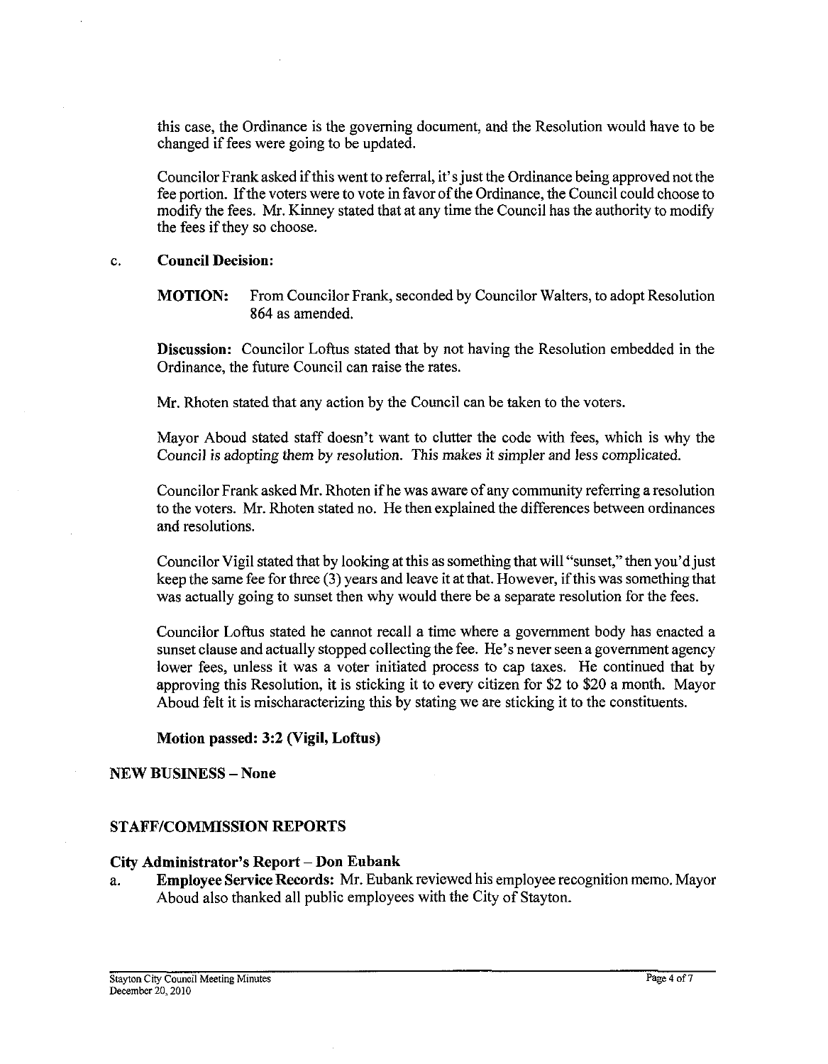this case, the Ordinance is the governing document, and the Resolution would have to be changed if fees were going to be updated.

Councilor Frank asked if this went to referral, it's just the Ordinance being approved not the fee portion. If the voters were to vote in favor of the Ordinance, the Council could choose to modify the fees. Mr. Kinney stated that at any time the Council has the authority to modify the fees if they so choose.

c. **Council Decision:**

**MOTION:** From Councilor Frank, seconded by Councilor Walters, to adopt Resolution 864 as amended.

**Discussion:** Councilor Loftus stated that by not having the Resolution embedded in the Ordinance, the future Council can raise the rates.

Mr. Rhoten stated that any action by the Council can be taken to the voters.

Mayor Aboud stated staff doesn't want to clutter the code with fees, which is why the Council is adopting them by resolution. This makes it simpler and less complicated.

Councilor Frank asked Mr. Rhoten if he was aware of any community referring a resolution to the voters. Mr. Rhoten stated no. He then explained the differences between ordinances and resolutions.

Councilor Vigil stated that by looking at this as something that will "sunset," then you'd just keep the same fee for three (3) years and leave it at that. However, if this was something that was actually going to sunset then why would there be a separate resolution for the fees.

Councilor Loftus stated he cannot recall a time where a government body has enacted a sunset clause and actually stopped collecting the fee. He's never seen a government agency lower fees, unless it was a voter initiated process to cap taxes. He continued that by approving this Resolution, it is sticking it to every citizen for $2 to $20 a month. Mayor Aboud felt it is mischaracterizing this by stating we are sticking it to the constituents.

**Motion passed: 3:2 (Vigil, Loftus)**

## NEW BUSINESS – None

## STAFF/COMMISSION REPORTS

### City Administrator's Report – Don Eubank

a. **Employee Service Records:** Mr. Eubank reviewed his employee recognition memo. Mayor Aboud also thanked all public employees with the City of Stayton.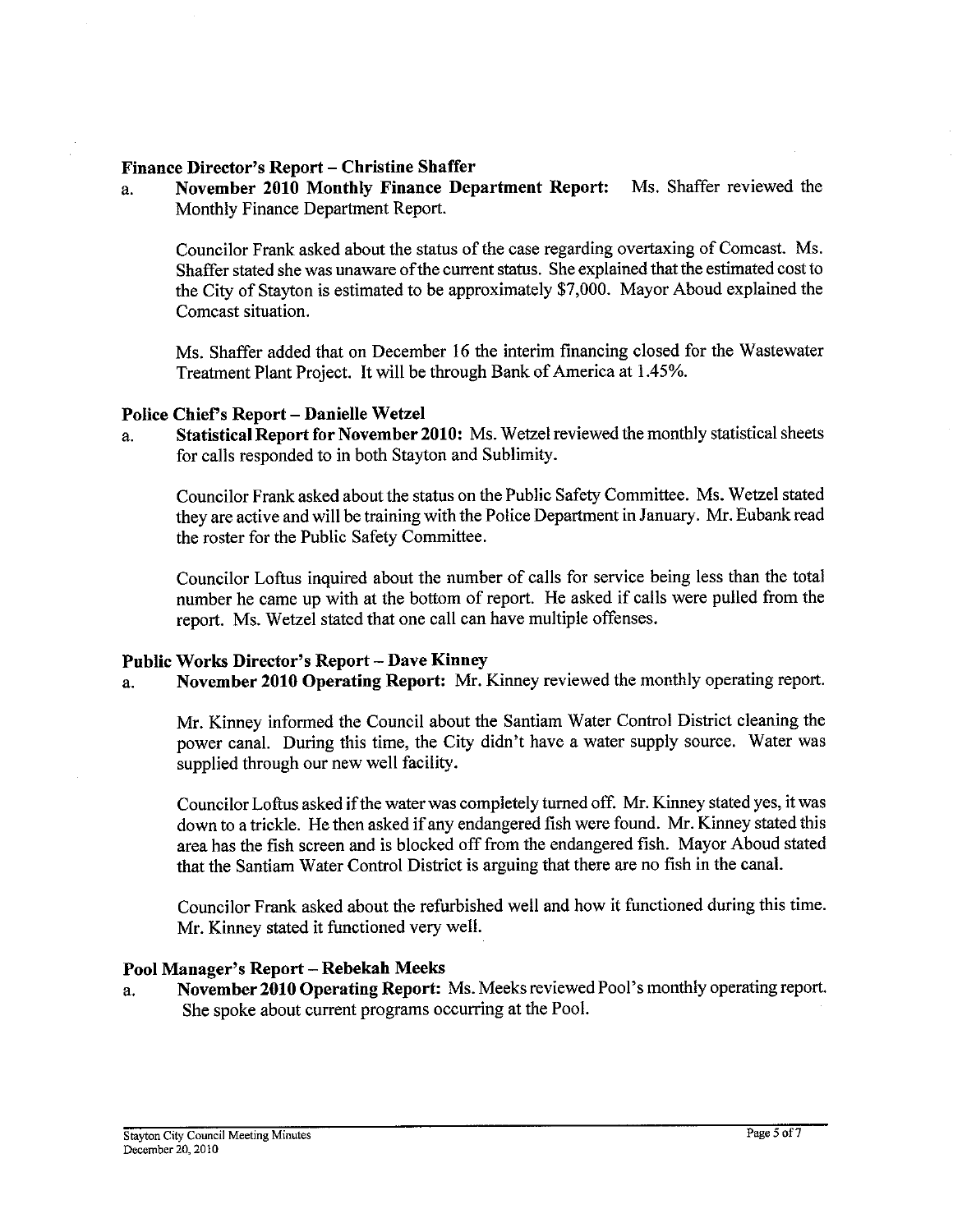**Finance Director's Report – Christine Shaffer**

a. **November 2010 Monthly Finance Department Report:** Ms. Shaffer reviewed the Monthly Finance Department Report.

   Councilor Frank asked about the status of the case regarding overtaxing of Comcast. Ms. Shaffer stated she was unaware of the current status. She explained that the estimated cost to the City of Stayton is estimated to be approximately $7,000. Mayor Aboud explained the Comcast situation.

   Ms. Shaffer added that on December 16 the interim financing closed for the Wastewater Treatment Plant Project. It will be through Bank of America at 1.45%.

**Police Chief's Report – Danielle Wetzel**

a. **Statistical Report for November 2010:** Ms. Wetzel reviewed the monthly statistical sheets for calls responded to in both Stayton and Sublimity.

   Councilor Frank asked about the status on the Public Safety Committee. Ms. Wetzel stated they are active and will be training with the Police Department in January. Mr. Eubank read the roster for the Public Safety Committee.

   Councilor Loftus inquired about the number of calls for service being less than the total number he came up with at the bottom of report. He asked if calls were pulled from the report. Ms. Wetzel stated that one call can have multiple offenses.

**Public Works Director's Report – Dave Kinney**

a. **November 2010 Operating Report:** Mr. Kinney reviewed the monthly operating report.

   Mr. Kinney informed the Council about the Santiam Water Control District cleaning the power canal. During this time, the City didn't have a water supply source. Water was supplied through our new well facility.

   Councilor Loftus asked if the water was completely turned off. Mr. Kinney stated yes, it was down to a trickle. He then asked if any endangered fish were found. Mr. Kinney stated this area has the fish screen and is blocked off from the endangered fish. Mayor Aboud stated that the Santiam Water Control District is arguing that there are no fish in the canal.

   Councilor Frank asked about the refurbished well and how it functioned during this time. Mr. Kinney stated it functioned very well.

**Pool Manager's Report – Rebekah Meeks**

a. **November 2010 Operating Report:** Ms. Meeks reviewed Pool's monthly operating report. She spoke about current programs occurring at the Pool.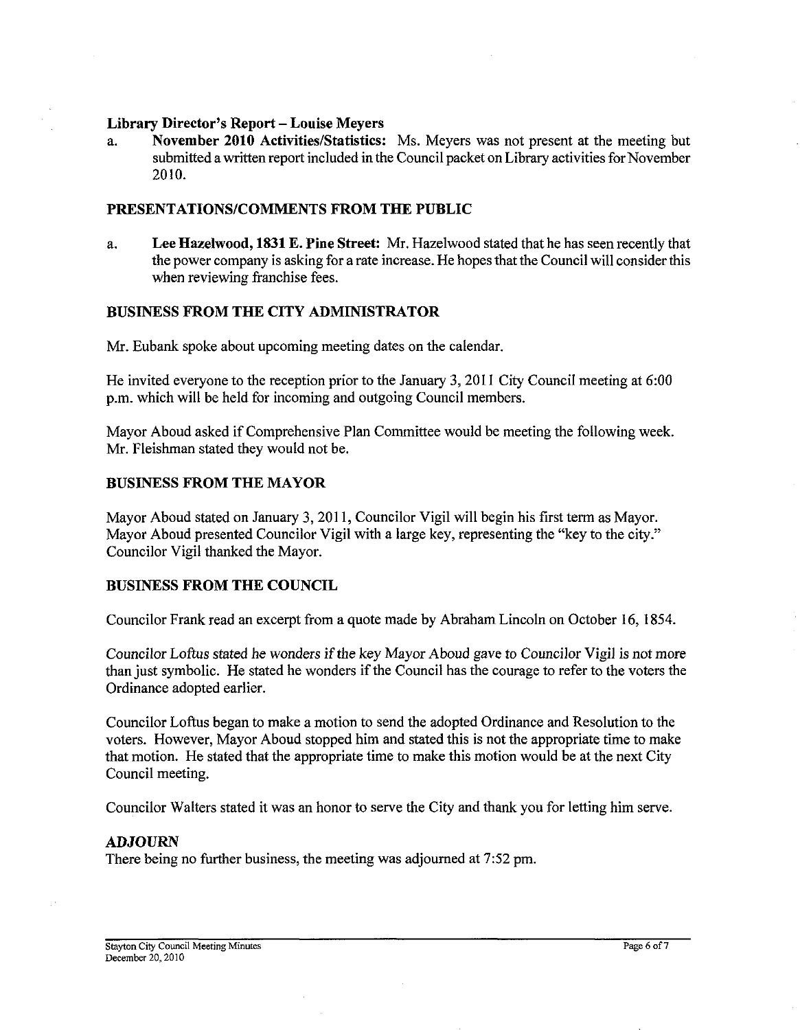**Library Director's Report – Louise Meyers**

a. **November 2010 Activities/Statistics:** Ms. Meyers was not present at the meeting but submitted a written report included in the Council packet on Library activities for November 2010.

## PRESENTATIONS/COMMENTS FROM THE PUBLIC

a. **Lee Hazelwood, 1831 E. Pine Street:** Mr. Hazelwood stated that he has seen recently that the power company is asking for a rate increase. He hopes that the Council will consider this when reviewing franchise fees.

## BUSINESS FROM THE CITY ADMINISTRATOR

Mr. Eubank spoke about upcoming meeting dates on the calendar.

He invited everyone to the reception prior to the January 3, 2011 City Council meeting at 6:00 p.m. which will be held for incoming and outgoing Council members.

Mayor Aboud asked if Comprehensive Plan Committee would be meeting the following week. Mr. Fleishman stated they would not be.

## BUSINESS FROM THE MAYOR

Mayor Aboud stated on January 3, 2011, Councilor Vigil will begin his first term as Mayor. Mayor Aboud presented Councilor Vigil with a large key, representing the "key to the city." Councilor Vigil thanked the Mayor.

## BUSINESS FROM THE COUNCIL

Councilor Frank read an excerpt from a quote made by Abraham Lincoln on October 16, 1854.

*Councilor Loftus stated he wonders if the key Mayor Aboud gave to Councilor Vigil is not more* than just symbolic. He stated he wonders if the Council has the courage to refer to the voters the Ordinance adopted earlier.

Councilor Loftus began to make a motion to send the adopted Ordinance and Resolution to the voters. However, Mayor Aboud stopped him and stated this is not the appropriate time to make that motion. He stated that the appropriate time to make this motion would be at the next City Council meeting.

Councilor Walters stated it was an honor to serve the City and thank you for letting him serve.

## *ADJOURN*

There being no further business, the meeting was adjourned at 7:52 pm.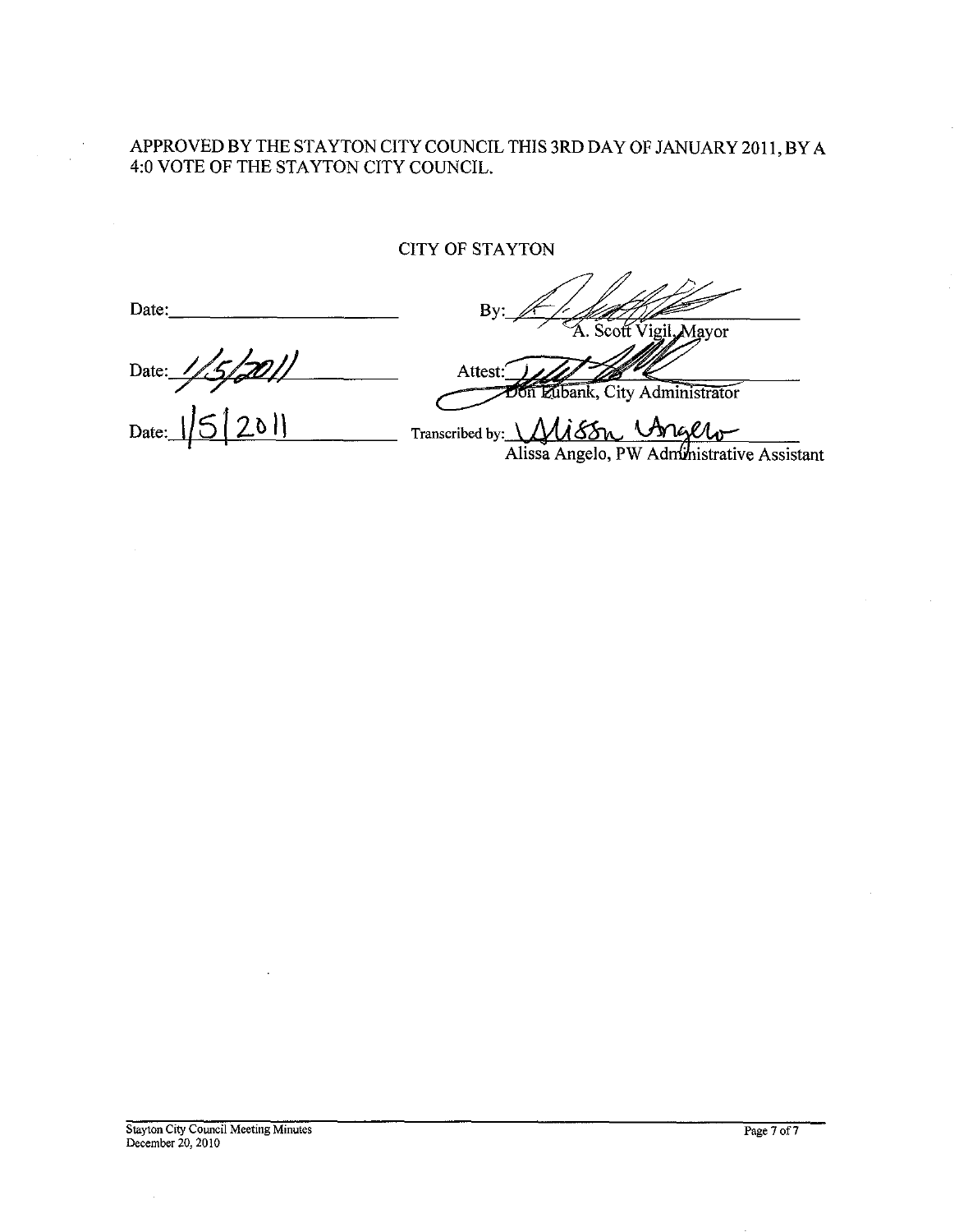APPROVED BY THE STAYTON CITY COUNCIL THIS 3RD DAY OF JANUARY 2011, BY A 4:0 VOTE OF THE STAYTON CITY COUNCIL.

CITY OF STAYTON

Date:\_\_\_\_\_\_\_\_\_\_\_\_\_\_\_\_\_\_\_\_ By: \_\_\_\_\_\_\_\_\_\_\_\_\_\_\_\_\_\_\_\_
A. Scott Vigil, Mayor

Date: 1/5/2011 Attest: \_\_\_\_\_\_\_\_\_\_\_\_\_\_\_\_\_\_\_\_
Don Eubank, City Administrator

Date: 1/5/2011 Transcribed by: Alissa Angelo
Alissa Angelo, PW Administrative Assistant